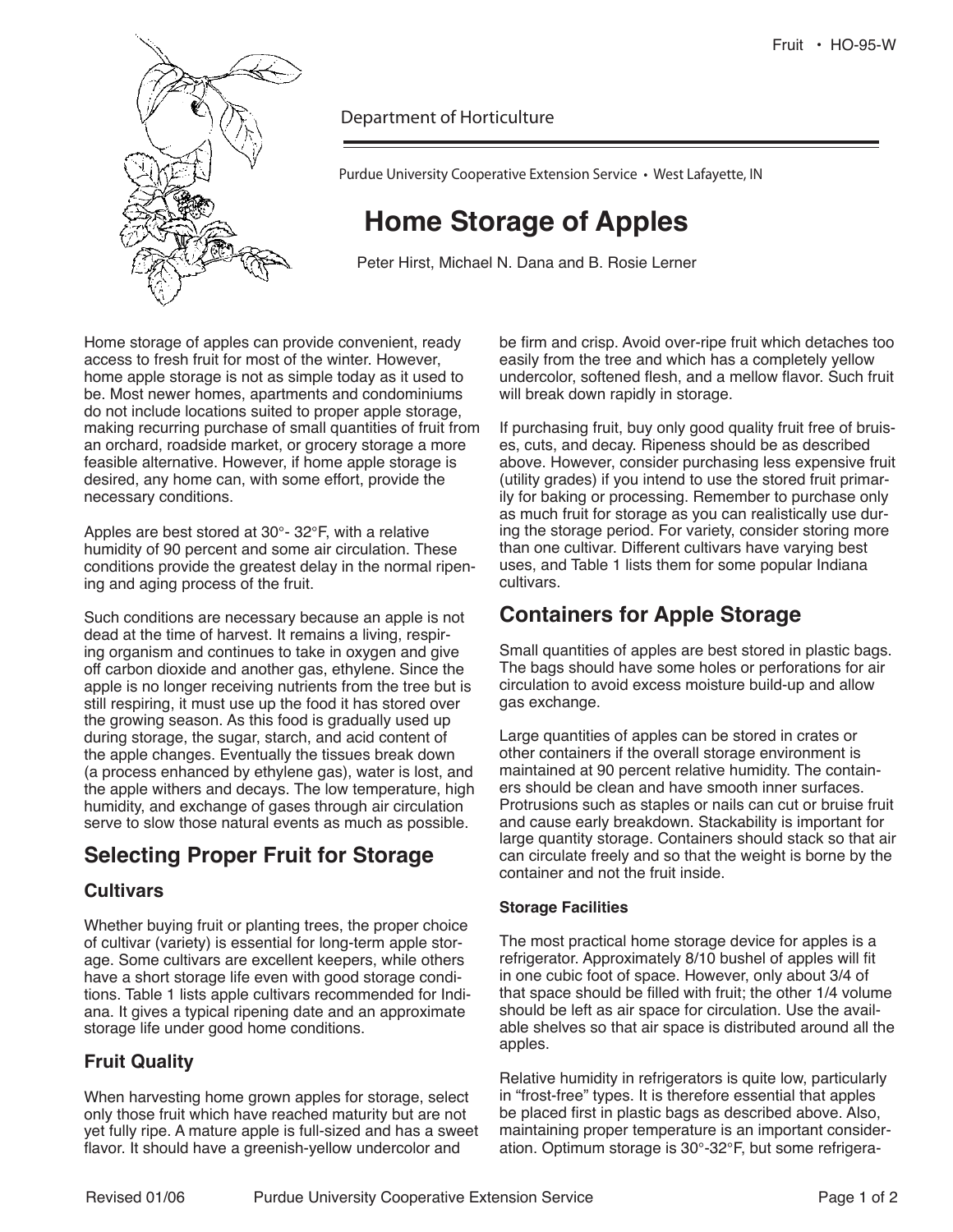Department of Horticulture

Purdue University Cooperative Extension Service • West Lafayette, IN

# Home Storage of Apples

Peter Hirst, Michael N. Dana and B. Rosie Lerner

Home storage of apples can provide convenient, ready access to fresh fruit for most of the winter. However, home apple storage is not as simple today as it used to be. Most newer homes, apartments and condominiums do not include locations suited to proper apple storage, making recurring purchase of small quantities of fruit from an orchard, roadside market, or grocery storage a more feasible alternative. However, if home apple storage is desired, any home can, with some effort, provide the necessary conditions.

Apples are best stored at 30°- 32°F, with a relative humidity of 90 percent and some air circulation. These conditions provide the greatest delay in the normal ripening and aging process of the fruit.

Such conditions are necessary because an apple is not dead at the time of harvest. It remains a living, respiring organism and continues to take in oxygen and give off carbon dioxide and another gas, ethylene. Since the apple is no longer receiving nutrients from the tree but is still respiring, it must use up the food it has stored over the growing season. As this food is gradually used up during storage, the sugar, starch, and acid content of the apple changes. Eventually the tissues break down (a process enhanced by ethylene gas), water is lost, and the apple withers and decays. The low temperature, high humidity, and exchange of gases through air circulation serve to slow those natural events as much as possible.

## Selecting Proper Fruit for Storage

### Cultivars

Whether buying fruit or planting trees, the proper choice of cultivar (variety) is essential for long-term apple storage. Some cultivars are excellent keepers, while others have a short storage life even with good storage conditions. Table 1 lists apple cultivars recommended for Indiana. It gives a typical ripening date and an approximate storage life under good home conditions.

### Fruit Quality

When harvesting home grown apples for storage, select only those fruit which have reached maturity but are not yet fully ripe. A mature apple is full-sized and has a sweet flavor. It should have a greenish-yellow undercolor and be firm and crisp. Avoid over-ripe fruit which detaches too easily from the tree and which has a completely yellow undercolor, softened flesh, and a mellow flavor. Such fruit will break down rapidly in storage.

If purchasing fruit, buy only good quality fruit free of bruises, cuts, and decay. Ripeness should be as described above. However, consider purchasing less expensive fruit (utility grades) if you intend to use the stored fruit primarily for baking or processing. Remember to purchase only as much fruit for storage as you can realistically use during the storage period. For variety, consider storing more than one cultivar. Different cultivars have varying best uses, and Table 1 lists them for some popular Indiana cultivars.

## Containers for Apple Storage

Small quantities of apples are best stored in plastic bags. The bags should have some holes or perforations for air circulation to avoid excess moisture build-up and allow gas exchange.

Large quantities of apples can be stored in crates or other containers if the overall storage environment is maintained at 90 percent relative humidity. The containers should be clean and have smooth inner surfaces. Protrusions such as staples or nails can cut or bruise fruit and cause early breakdown. Stackability is important for large quantity storage. Containers should stack so that air can circulate freely and so that the weight is borne by the container and not the fruit inside.

#### Storage Facilities

The most practical home storage device for apples is a refrigerator. Approximately 8/10 bushel of apples will fit in one cubic foot of space. However, only about 3/4 of that space should be filled with fruit; the other 1/4 volume should be left as air space for circulation. Use the available shelves so that air space is distributed around all the apples.

Relative humidity in refrigerators is quite low, particularly in "frost-free" types. It is therefore essential that apples be placed first in plastic bags as described above. Also, maintaining proper temperature is an important consideration. Optimum storage is 30°-32°F, but some refrigera-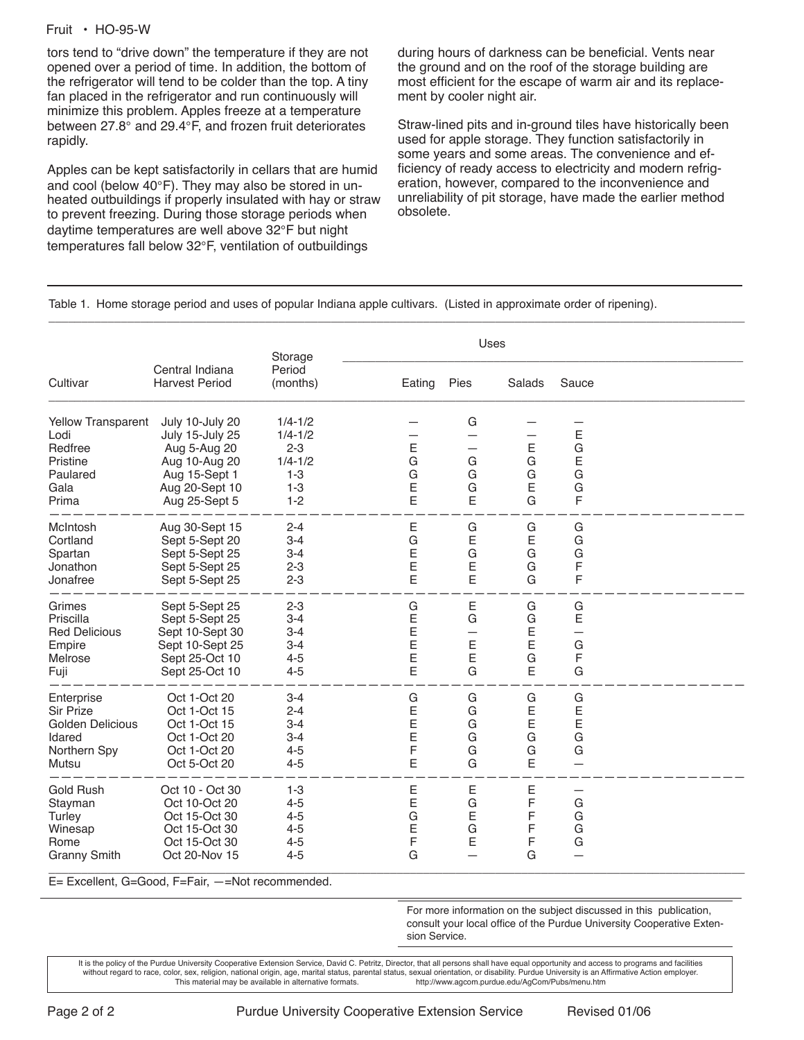tors tend to "drive down" the temperature if they are not opened over a period of time. In addition, the bottom of the refrigerator will tend to be colder than the top. A tiny fan placed in the refrigerator and run continuously will minimize this problem. Apples freeze at a temperature between 27.8° and 29.4°F, and frozen fruit deteriorates rapidly.

Apples can be kept satisfactorily in cellars that are humid and cool (below 40°F). They may also be stored in unheated outbuildings if properly insulated with hay or straw to prevent freezing. During those storage periods when daytime temperatures are well above 32°F but night temperatures fall below 32°F, ventilation of outbuildings during hours of darkness can be beneficial. Vents near the ground and on the roof of the storage building are most efficient for the escape of warm air and its replacement by cooler night air.

Straw-lined pits and in-ground tiles have historically been used for apple storage. They function satisfactorily in some years and some areas. The convenience and efficiency of ready access to electricity and modern refrigeration, however, compared to the inconvenience and unreliability of pit storage, have made the earlier method obsolete.

Table 1. Home storage period and uses of popular Indiana apple cultivars. (Listed in approximate order of ripening).

| Cultivar | Central Indiana Harvest Period | Storage Period (months) | Uses | | | |
|---|---|---|---|---|---|---|
| | | | Eating | Pies | Salads | Sauce |
| Yellow Transparent | July 10-July 20 | 1/4-1/2 | — | G | — | — |
| Lodi | July 15-July 25 | 1/4-1/2 | — | — | — | E |
| Redfree | Aug 5-Aug 20 | 2-3 | E | — | E | G |
| Pristine | Aug 10-Aug 20 | 1/4-1/2 | G | G | G | E |
| Paulared | Aug 15-Sept 1 | 1-3 | G | G | G | G |
| Gala | Aug 20-Sept 10 | 1-3 | E | G | E | G |
| Prima | Aug 25-Sept 5 | 1-2 | E | E | G | F |
| McIntosh | Aug 30-Sept 15 | 2-4 | E | G | G | G |
| Cortland | Sept 5-Sept 20 | 3-4 | G | E | E | G |
| Spartan | Sept 5-Sept 25 | 3-4 | E | G | G | G |
| Jonathon | Sept 5-Sept 25 | 2-3 | E | E | G | F |
| Jonafree | Sept 5-Sept 25 | 2-3 | E | E | G | F |
| Grimes | Sept 5-Sept 25 | 2-3 | G | E | G | G |
| Priscilla | Sept 5-Sept 25 | 3-4 | E | G | G | E |
| Red Delicious | Sept 10-Sept 30 | 3-4 | E | — | E | — |
| Empire | Sept 10-Sept 25 | 3-4 | E | E | E | G |
| Melrose | Sept 25-Oct 10 | 4-5 | E | E | G | F |
| Fuji | Sept 25-Oct 10 | 4-5 | E | G | E | G |
| Enterprise | Oct 1-Oct 20 | 3-4 | G | G | G | G |
| Sir Prize | Oct 1-Oct 15 | 2-4 | E | G | E | E |
| Golden Delicious | Oct 1-Oct 15 | 3-4 | E | G | E | E |
| Idared | Oct 1-Oct 20 | 3-4 | E | G | G | G |
| Northern Spy | Oct 1-Oct 20 | 4-5 | F | G | G | G |
| Mutsu | Oct 5-Oct 20 | 4-5 | E | G | E | — |
| Gold Rush | Oct 10 - Oct 30 | 1-3 | E | E | E | — |
| Stayman | Oct 10-Oct 20 | 4-5 | E | G | F | G |
| Turley | Oct 15-Oct 30 | 4-5 | G | E | F | G |
| Winesap | Oct 15-Oct 30 | 4-5 | E | G | F | G |
| Rome | Oct 15-Oct 30 | 4-5 | F | E | F | G |
| Granny Smith | Oct 20-Nov 15 | 4-5 | G | — | G | — |

E= Excellent, G=Good, F=Fair, —=Not recommended.

For more information on the subject discussed in this publication, consult your local office of the Purdue University Cooperative Extension Service.

It is the policy of the Purdue University Cooperative Extension Service, David C. Petritz, Director, that all persons shall have equal opportunity and access to programs and facilities without regard to race, color, sex, religion, national origin, age, marital status, parental status, sexual orientation, or disability. Purdue University is an Affirmative Action employer. This material may be available in alternative formats. http://www.agcom.purdue.edu/AgCom/Pubs/menu.htm

Purdue University Cooperative Extension Service Revised 01/06